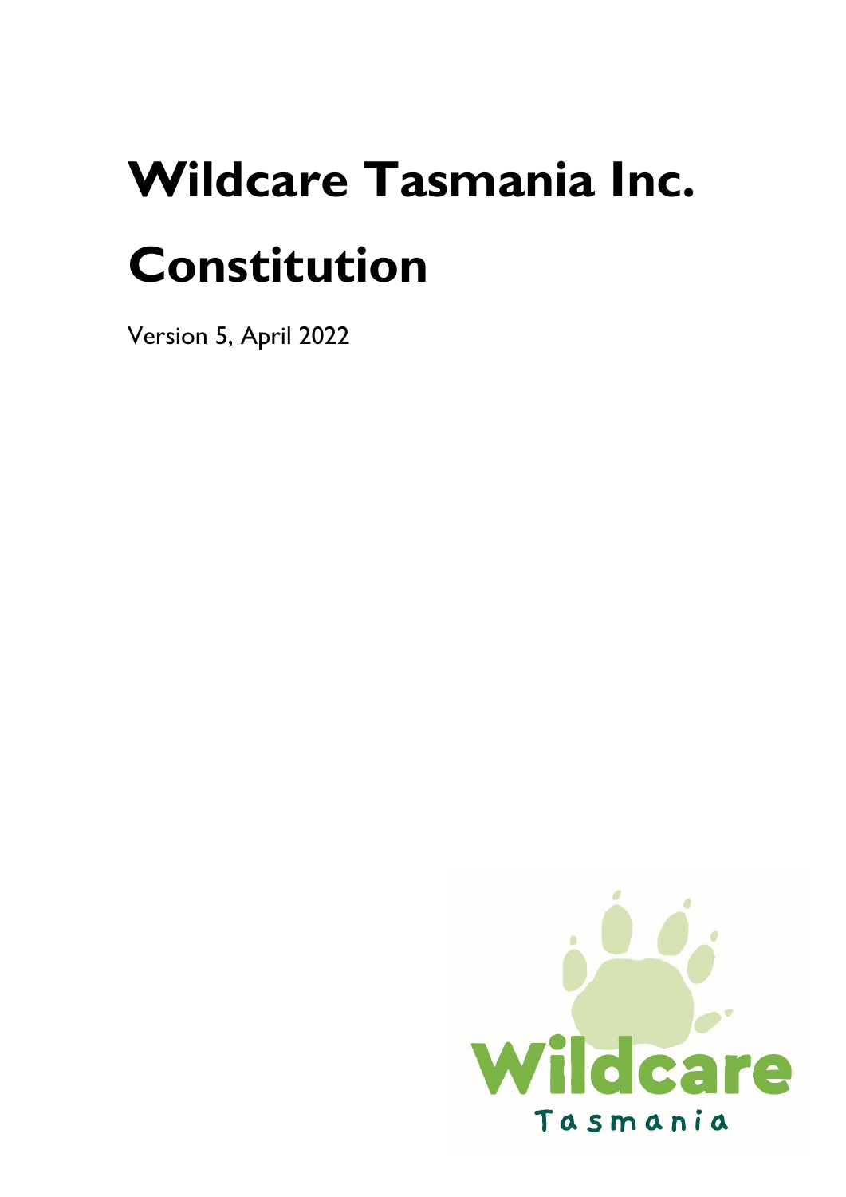# Wildcare Tasmania Inc. Constitution

Version 5, April 2022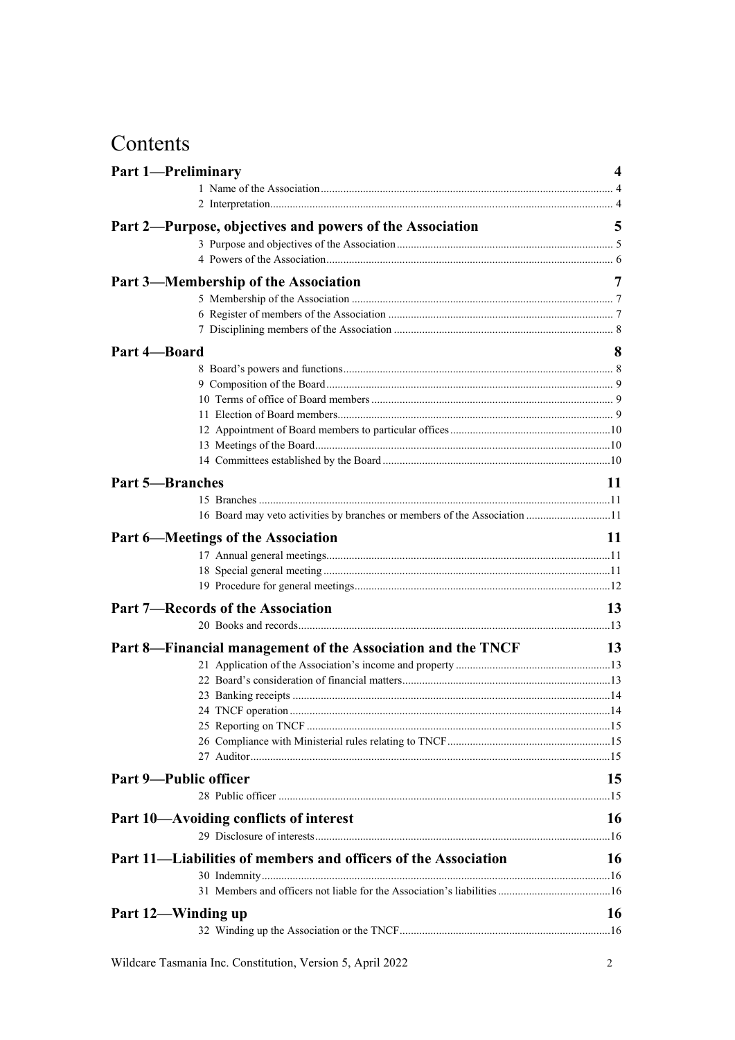# Contents

**Part 1—Preliminary** 4

1 Name of the Association 4

2 Interpretation 4

**Part 2—Purpose, objectives and powers of the Association** 5

3 Purpose and objectives of the Association 5

4 Powers of the Association 6

**Part 3—Membership of the Association** 7

5 Membership of the Association 7

6 Register of members of the Association 7

7 Disciplining members of the Association 8

**Part 4—Board** 8

8 Board's powers and functions 8

9 Composition of the Board 9

10 Terms of office of Board members 9

11 Election of Board members 9

12 Appointment of Board members to particular offices 10

13 Meetings of the Board 10

14 Committees established by the Board 10

**Part 5—Branches** 11

15 Branches 11

16 Board may veto activities by branches or members of the Association 11

**Part 6—Meetings of the Association** 11

17 Annual general meetings 11

18 Special general meeting 11

19 Procedure for general meetings 12

**Part 7—Records of the Association** 13

20 Books and records 13

**Part 8—Financial management of the Association and the TNCF** 13

21 Application of the Association's income and property 13

22 Board's consideration of financial matters 13

23 Banking receipts 14

24 TNCF operation 14

25 Reporting on TNCF 15

26 Compliance with Ministerial rules relating to TNCF 15

27 Auditor 15

**Part 9—Public officer** 15

28 Public officer 15

**Part 10—Avoiding conflicts of interest** 16

29 Disclosure of interests 16

**Part 11—Liabilities of members and officers of the Association** 16

30 Indemnity 16

31 Members and officers not liable for the Association's liabilities 16

**Part 12—Winding up** 16

32 Winding up the Association or the TNCF 16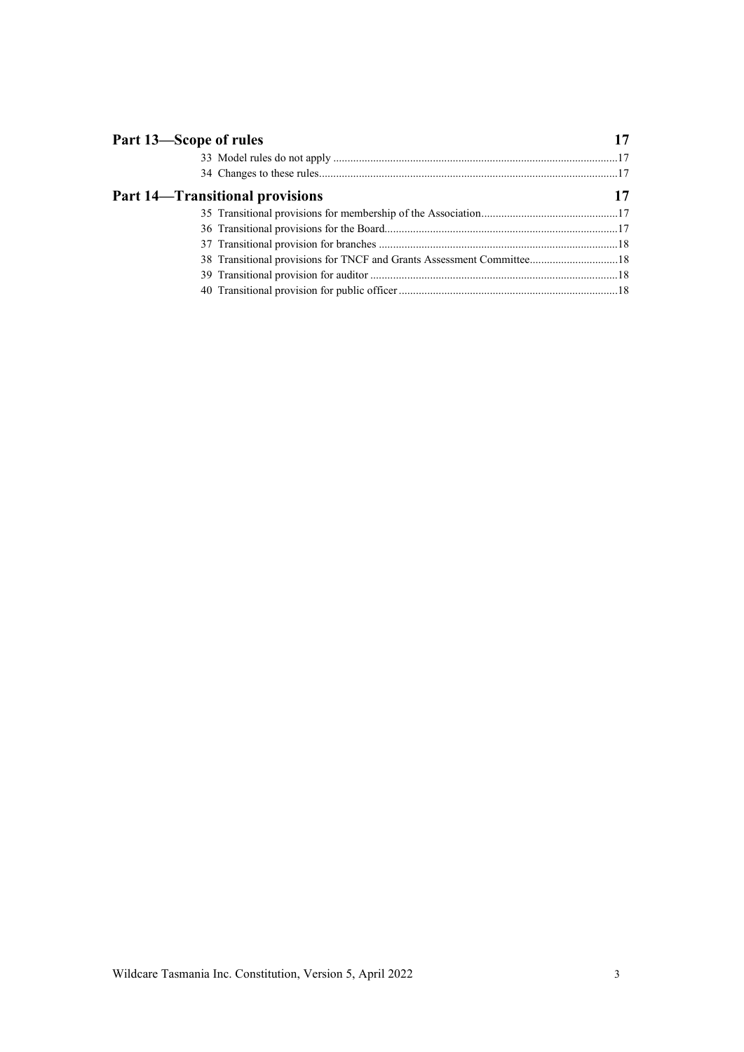**Part 13—Scope of rules** 17

33 Model rules do not apply 17

34 Changes to these rules 17

**Part 14—Transitional provisions** 17

35 Transitional provisions for membership of the Association 17

36 Transitional provisions for the Board 17

37 Transitional provision for branches 18

38 Transitional provisions for TNCF and Grants Assessment Committee 18

39 Transitional provision for auditor 18

40 Transitional provision for public officer 18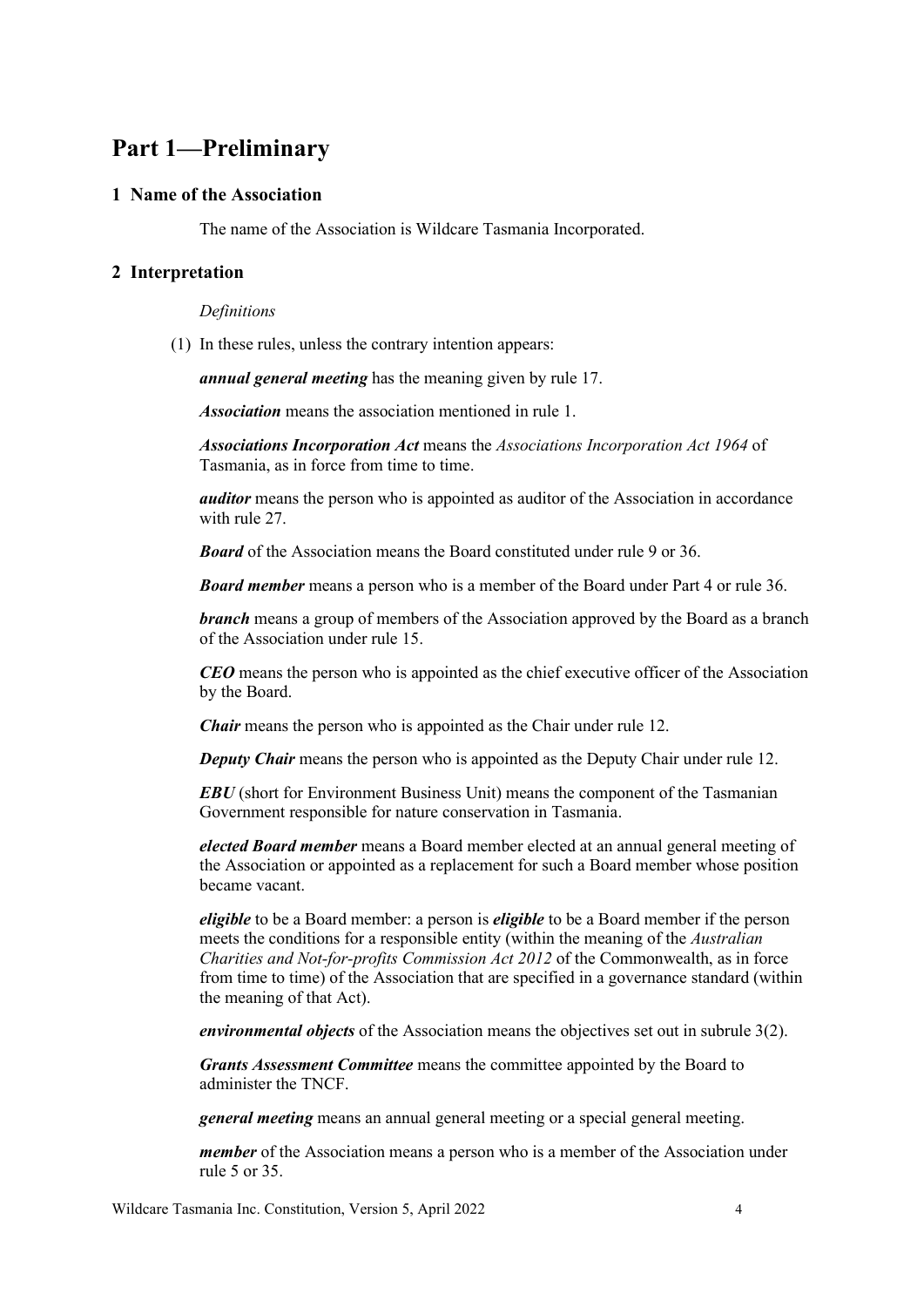# Part 1—Preliminary

## 1 Name of the Association

The name of the Association is Wildcare Tasmania Incorporated.

## 2 Interpretation

*Definitions*

(1) In these rules, unless the contrary intention appears:

***annual general meeting*** has the meaning given by rule 17.

***Association*** means the association mentioned in rule 1.

***Associations Incorporation Act*** means the *Associations Incorporation Act 1964* of Tasmania, as in force from time to time.

***auditor*** means the person who is appointed as auditor of the Association in accordance with rule 27.

***Board*** of the Association means the Board constituted under rule 9 or 36.

***Board member*** means a person who is a member of the Board under Part 4 or rule 36.

***branch*** means a group of members of the Association approved by the Board as a branch of the Association under rule 15.

***CEO*** means the person who is appointed as the chief executive officer of the Association by the Board.

***Chair*** means the person who is appointed as the Chair under rule 12.

***Deputy Chair*** means the person who is appointed as the Deputy Chair under rule 12.

***EBU*** (short for Environment Business Unit) means the component of the Tasmanian Government responsible for nature conservation in Tasmania.

***elected Board member*** means a Board member elected at an annual general meeting of the Association or appointed as a replacement for such a Board member whose position became vacant.

***eligible*** to be a Board member: a person is ***eligible*** to be a Board member if the person meets the conditions for a responsible entity (within the meaning of the *Australian Charities and Not-for-profits Commission Act 2012* of the Commonwealth, as in force from time to time) of the Association that are specified in a governance standard (within the meaning of that Act).

***environmental objects*** of the Association means the objectives set out in subrule 3(2).

***Grants Assessment Committee*** means the committee appointed by the Board to administer the TNCF.

***general meeting*** means an annual general meeting or a special general meeting.

***member*** of the Association means a person who is a member of the Association under rule 5 or 35.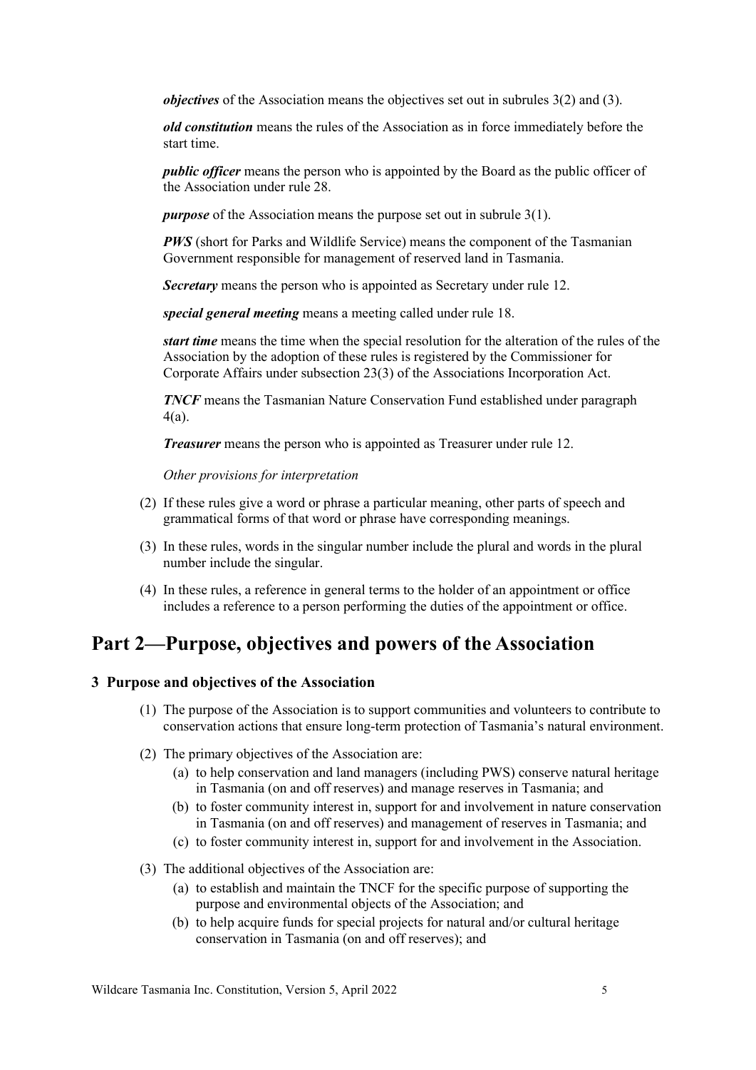***objectives*** of the Association means the objectives set out in subrules 3(2) and (3).

***old constitution*** means the rules of the Association as in force immediately before the start time.

***public officer*** means the person who is appointed by the Board as the public officer of the Association under rule 28.

***purpose*** of the Association means the purpose set out in subrule 3(1).

***PWS*** (short for Parks and Wildlife Service) means the component of the Tasmanian Government responsible for management of reserved land in Tasmania.

***Secretary*** means the person who is appointed as Secretary under rule 12.

***special general meeting*** means a meeting called under rule 18.

***start time*** means the time when the special resolution for the alteration of the rules of the Association by the adoption of these rules is registered by the Commissioner for Corporate Affairs under subsection 23(3) of the Associations Incorporation Act.

***TNCF*** means the Tasmanian Nature Conservation Fund established under paragraph 4(a).

***Treasurer*** means the person who is appointed as Treasurer under rule 12.

*Other provisions for interpretation*

(2) If these rules give a word or phrase a particular meaning, other parts of speech and grammatical forms of that word or phrase have corresponding meanings.

(3) In these rules, words in the singular number include the plural and words in the plural number include the singular.

(4) In these rules, a reference in general terms to the holder of an appointment or office includes a reference to a person performing the duties of the appointment or office.

# Part 2—Purpose, objectives and powers of the Association

## 3 Purpose and objectives of the Association

(1) The purpose of the Association is to support communities and volunteers to contribute to conservation actions that ensure long-term protection of Tasmania's natural environment.

(2) The primary objectives of the Association are:

   (a) to help conservation and land managers (including PWS) conserve natural heritage in Tasmania (on and off reserves) and manage reserves in Tasmania; and
   
   (b) to foster community interest in, support for and involvement in nature conservation in Tasmania (on and off reserves) and management of reserves in Tasmania; and
   
   (c) to foster community interest in, support for and involvement in the Association.

(3) The additional objectives of the Association are:

   (a) to establish and maintain the TNCF for the specific purpose of supporting the purpose and environmental objects of the Association; and
   
   (b) to help acquire funds for special projects for natural and/or cultural heritage conservation in Tasmania (on and off reserves); and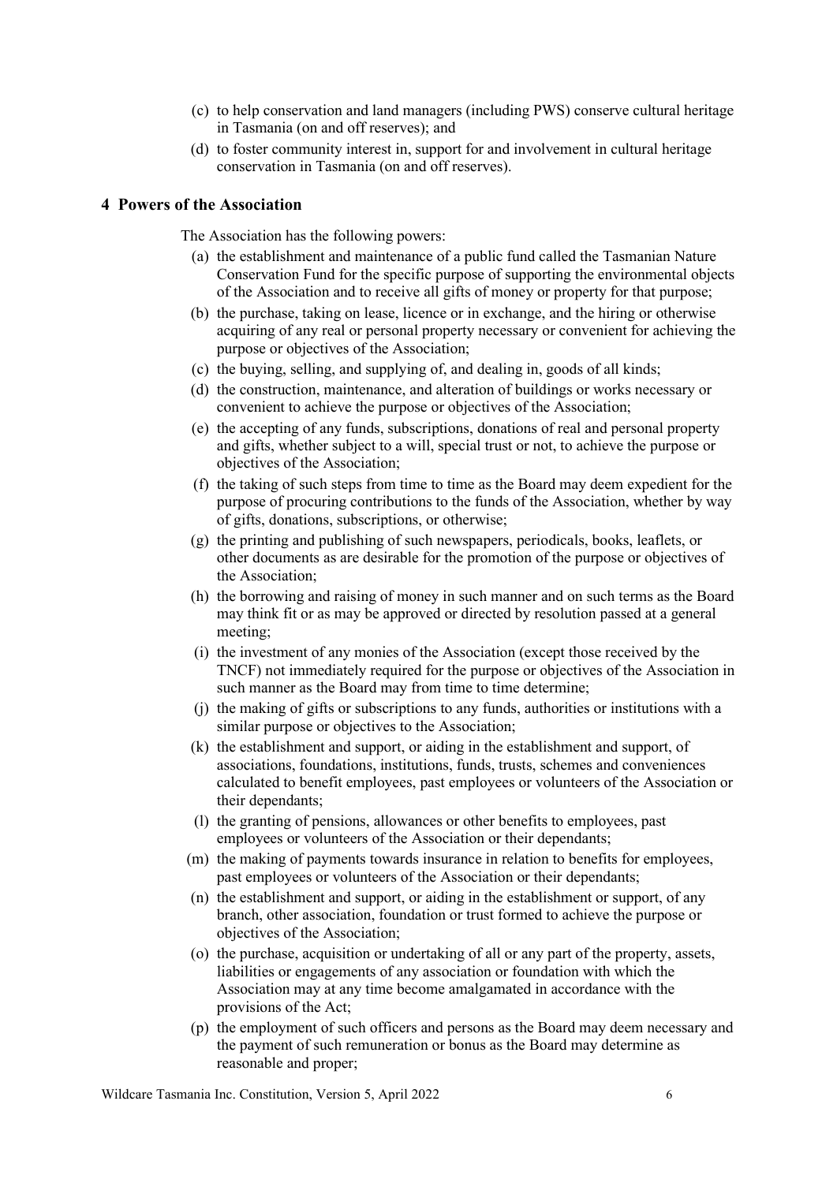(c) to help conservation and land managers (including PWS) conserve cultural heritage in Tasmania (on and off reserves); and

(d) to foster community interest in, support for and involvement in cultural heritage conservation in Tasmania (on and off reserves).

## 4 Powers of the Association

The Association has the following powers:

(a) the establishment and maintenance of a public fund called the Tasmanian Nature Conservation Fund for the specific purpose of supporting the environmental objects of the Association and to receive all gifts of money or property for that purpose;

(b) the purchase, taking on lease, licence or in exchange, and the hiring or otherwise acquiring of any real or personal property necessary or convenient for achieving the purpose or objectives of the Association;

(c) the buying, selling, and supplying of, and dealing in, goods of all kinds;

(d) the construction, maintenance, and alteration of buildings or works necessary or convenient to achieve the purpose or objectives of the Association;

(e) the accepting of any funds, subscriptions, donations of real and personal property and gifts, whether subject to a will, special trust or not, to achieve the purpose or objectives of the Association;

(f) the taking of such steps from time to time as the Board may deem expedient for the purpose of procuring contributions to the funds of the Association, whether by way of gifts, donations, subscriptions, or otherwise;

(g) the printing and publishing of such newspapers, periodicals, books, leaflets, or other documents as are desirable for the promotion of the purpose or objectives of the Association;

(h) the borrowing and raising of money in such manner and on such terms as the Board may think fit or as may be approved or directed by resolution passed at a general meeting;

(i) the investment of any monies of the Association (except those received by the TNCF) not immediately required for the purpose or objectives of the Association in such manner as the Board may from time to time determine;

(j) the making of gifts or subscriptions to any funds, authorities or institutions with a similar purpose or objectives to the Association;

(k) the establishment and support, or aiding in the establishment and support, of associations, foundations, institutions, funds, trusts, schemes and conveniences calculated to benefit employees, past employees or volunteers of the Association or their dependants;

(l) the granting of pensions, allowances or other benefits to employees, past employees or volunteers of the Association or their dependants;

(m) the making of payments towards insurance in relation to benefits for employees, past employees or volunteers of the Association or their dependants;

(n) the establishment and support, or aiding in the establishment or support, of any branch, other association, foundation or trust formed to achieve the purpose or objectives of the Association;

(o) the purchase, acquisition or undertaking of all or any part of the property, assets, liabilities or engagements of any association or foundation with which the Association may at any time become amalgamated in accordance with the provisions of the Act;

(p) the employment of such officers and persons as the Board may deem necessary and the payment of such remuneration or bonus as the Board may determine as reasonable and proper;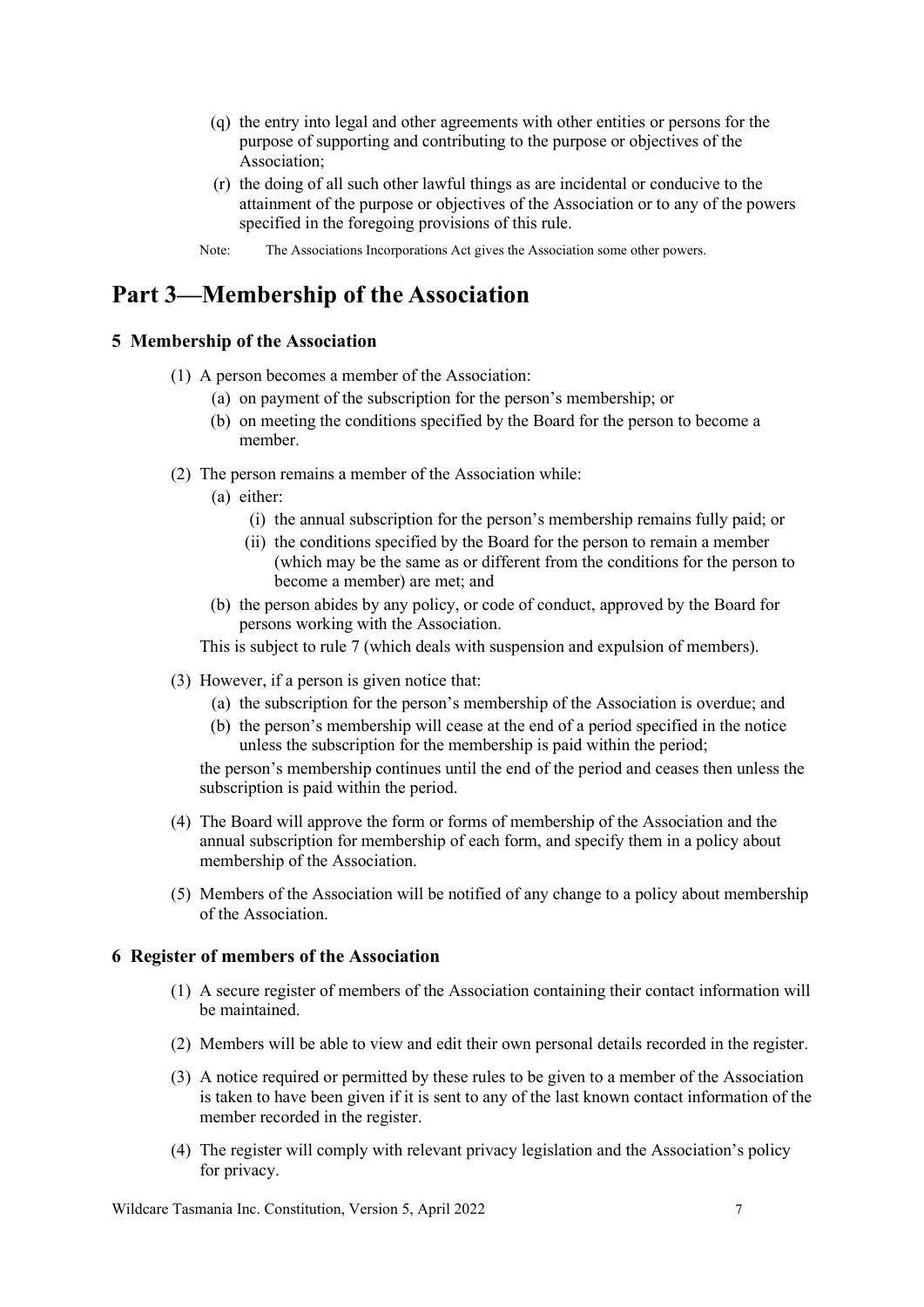(q) the entry into legal and other agreements with other entities or persons for the purpose of supporting and contributing to the purpose or objectives of the Association;

(r) the doing of all such other lawful things as are incidental or conducive to the attainment of the purpose or objectives of the Association or to any of the powers specified in the foregoing provisions of this rule.

Note: The Associations Incorporations Act gives the Association some other powers.

# Part 3—Membership of the Association

### 5 Membership of the Association

(1) A person becomes a member of the Association:

- (a) on payment of the subscription for the person's membership; or
- (b) on meeting the conditions specified by the Board for the person to become a member.

(2) The person remains a member of the Association while:

- (a) either:
  - (i) the annual subscription for the person's membership remains fully paid; or
  - (ii) the conditions specified by the Board for the person to remain a member (which may be the same as or different from the conditions for the person to become a member) are met; and
- (b) the person abides by any policy, or code of conduct, approved by the Board for persons working with the Association.

This is subject to rule 7 (which deals with suspension and expulsion of members).

(3) However, if a person is given notice that:

- (a) the subscription for the person's membership of the Association is overdue; and
- (b) the person's membership will cease at the end of a period specified in the notice unless the subscription for the membership is paid within the period;

the person's membership continues until the end of the period and ceases then unless the subscription is paid within the period.

(4) The Board will approve the form or forms of membership of the Association and the annual subscription for membership of each form, and specify them in a policy about membership of the Association.

(5) Members of the Association will be notified of any change to a policy about membership of the Association.

### 6 Register of members of the Association

(1) A secure register of members of the Association containing their contact information will be maintained.

(2) Members will be able to view and edit their own personal details recorded in the register.

(3) A notice required or permitted by these rules to be given to a member of the Association is taken to have been given if it is sent to any of the last known contact information of the member recorded in the register.

(4) The register will comply with relevant privacy legislation and the Association's policy for privacy.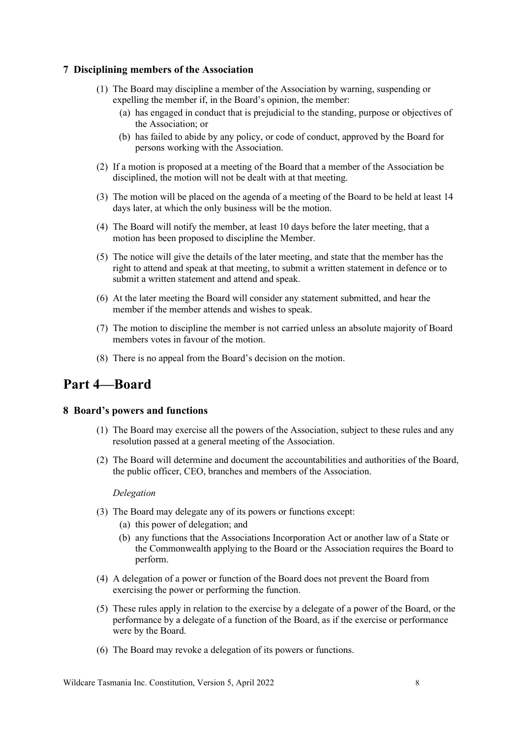### 7 Disciplining members of the Association

(1) The Board may discipline a member of the Association by warning, suspending or expelling the member if, in the Board's opinion, the member:

  (a) has engaged in conduct that is prejudicial to the standing, purpose or objectives of the Association; or

  (b) has failed to abide by any policy, or code of conduct, approved by the Board for persons working with the Association.

(2) If a motion is proposed at a meeting of the Board that a member of the Association be disciplined, the motion will not be dealt with at that meeting.

(3) The motion will be placed on the agenda of a meeting of the Board to be held at least 14 days later, at which the only business will be the motion.

(4) The Board will notify the member, at least 10 days before the later meeting, that a motion has been proposed to discipline the Member.

(5) The notice will give the details of the later meeting, and state that the member has the right to attend and speak at that meeting, to submit a written statement in defence or to submit a written statement and attend and speak.

(6) At the later meeting the Board will consider any statement submitted, and hear the member if the member attends and wishes to speak.

(7) The motion to discipline the member is not carried unless an absolute majority of Board members votes in favour of the motion.

(8) There is no appeal from the Board's decision on the motion.

## Part 4—Board

### 8 Board's powers and functions

(1) The Board may exercise all the powers of the Association, subject to these rules and any resolution passed at a general meeting of the Association.

(2) The Board will determine and document the accountabilities and authorities of the Board, the public officer, CEO, branches and members of the Association.

*Delegation*

(3) The Board may delegate any of its powers or functions except:

  (a) this power of delegation; and

  (b) any functions that the Associations Incorporation Act or another law of a State or the Commonwealth applying to the Board or the Association requires the Board to perform.

(4) A delegation of a power or function of the Board does not prevent the Board from exercising the power or performing the function.

(5) These rules apply in relation to the exercise by a delegate of a power of the Board, or the performance by a delegate of a function of the Board, as if the exercise or performance were by the Board.

(6) The Board may revoke a delegation of its powers or functions.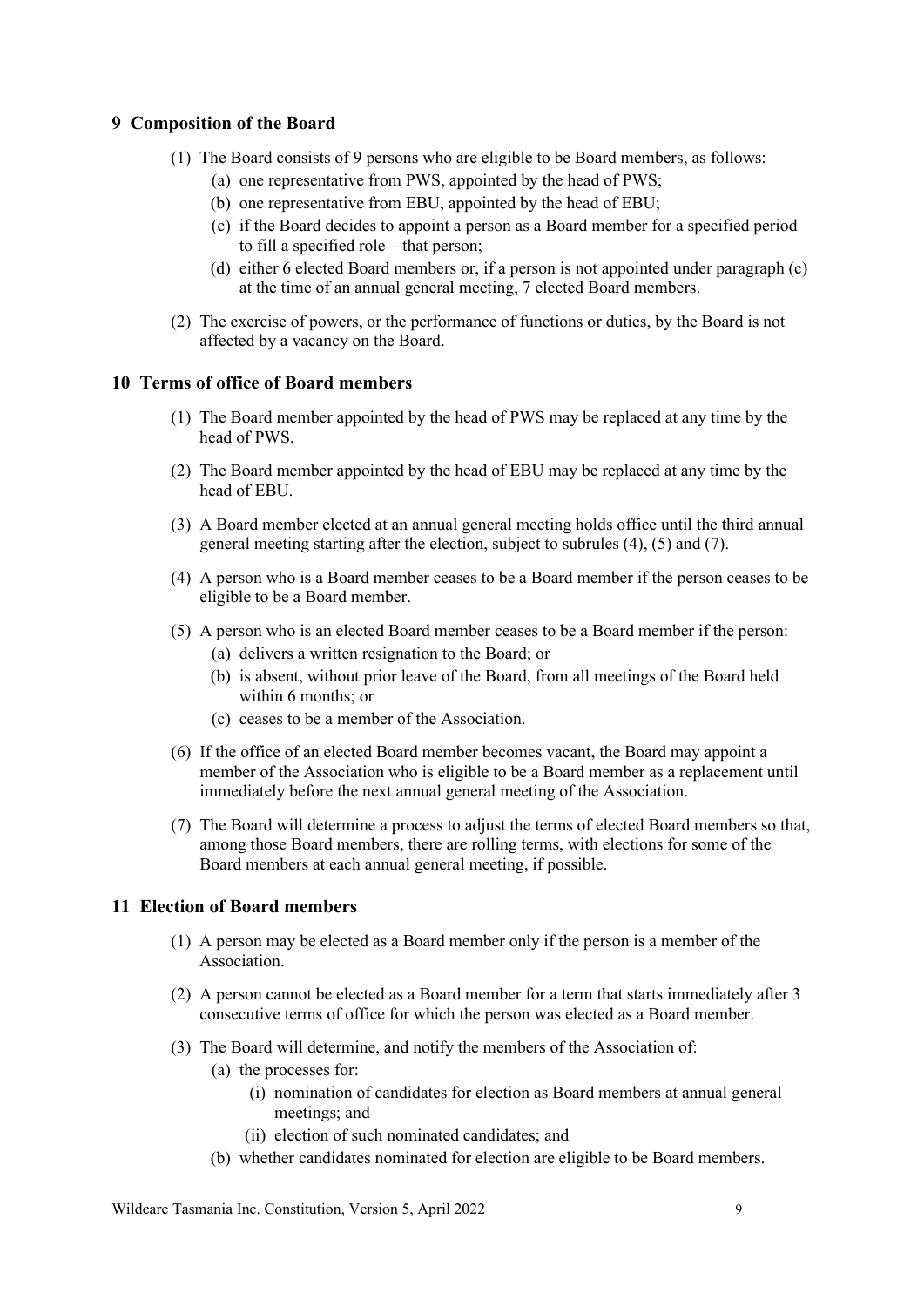## 9 Composition of the Board

(1) The Board consists of 9 persons who are eligible to be Board members, as follows:

- (a) one representative from PWS, appointed by the head of PWS;
- (b) one representative from EBU, appointed by the head of EBU;
- (c) if the Board decides to appoint a person as a Board member for a specified period to fill a specified role—that person;
- (d) either 6 elected Board members or, if a person is not appointed under paragraph (c) at the time of an annual general meeting, 7 elected Board members.

(2) The exercise of powers, or the performance of functions or duties, by the Board is not affected by a vacancy on the Board.

## 10 Terms of office of Board members

(1) The Board member appointed by the head of PWS may be replaced at any time by the head of PWS.

(2) The Board member appointed by the head of EBU may be replaced at any time by the head of EBU.

(3) A Board member elected at an annual general meeting holds office until the third annual general meeting starting after the election, subject to subrules (4), (5) and (7).

(4) A person who is a Board member ceases to be a Board member if the person ceases to be eligible to be a Board member.

(5) A person who is an elected Board member ceases to be a Board member if the person:

- (a) delivers a written resignation to the Board; or
- (b) is absent, without prior leave of the Board, from all meetings of the Board held within 6 months; or
- (c) ceases to be a member of the Association.

(6) If the office of an elected Board member becomes vacant, the Board may appoint a member of the Association who is eligible to be a Board member as a replacement until immediately before the next annual general meeting of the Association.

(7) The Board will determine a process to adjust the terms of elected Board members so that, among those Board members, there are rolling terms, with elections for some of the Board members at each annual general meeting, if possible.

## 11 Election of Board members

(1) A person may be elected as a Board member only if the person is a member of the Association.

(2) A person cannot be elected as a Board member for a term that starts immediately after 3 consecutive terms of office for which the person was elected as a Board member.

(3) The Board will determine, and notify the members of the Association of:

- (a) the processes for:
  - (i) nomination of candidates for election as Board members at annual general meetings; and
  - (ii) election of such nominated candidates; and
- (b) whether candidates nominated for election are eligible to be Board members.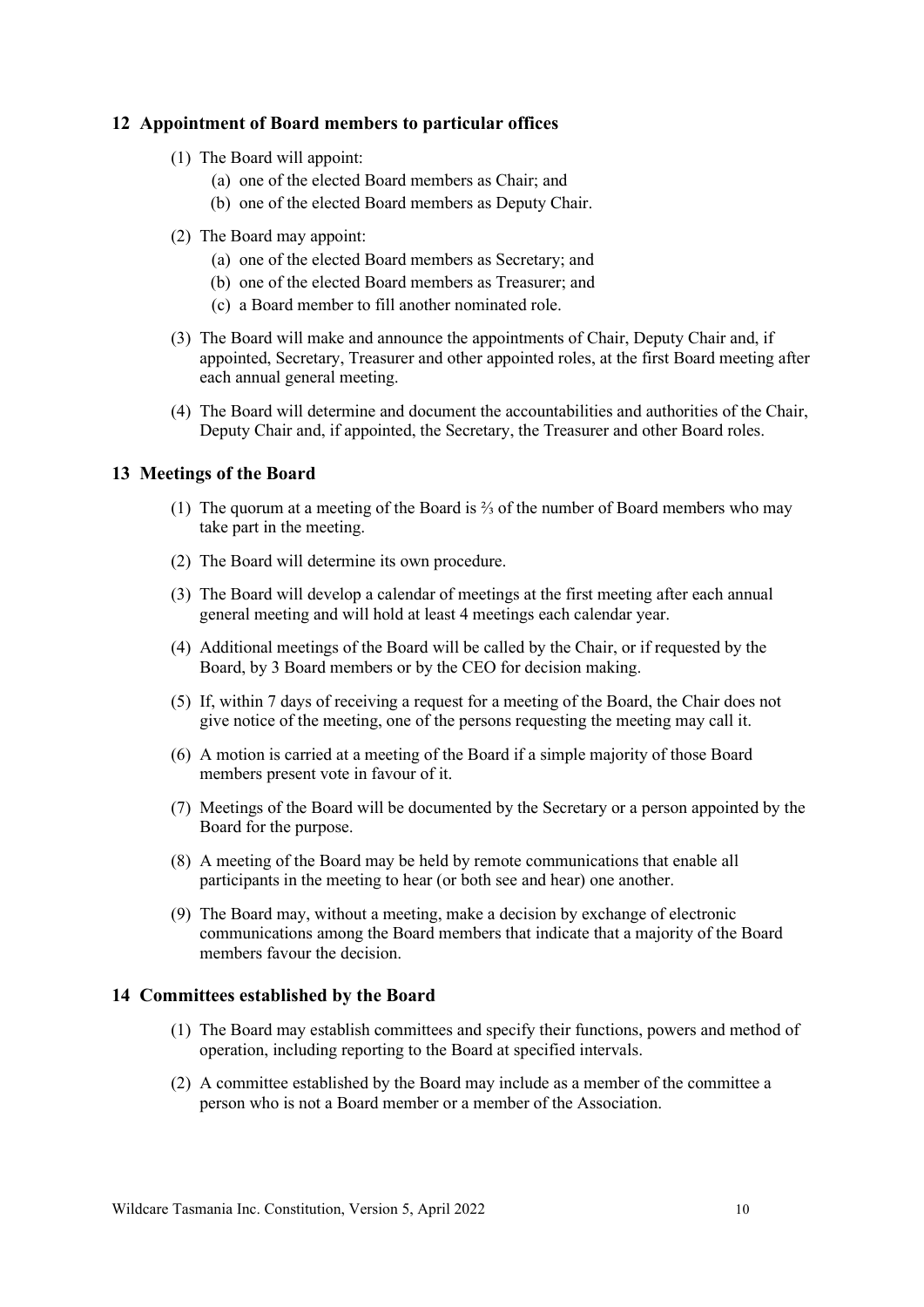## 12 Appointment of Board members to particular offices

(1) The Board will appoint:

   (a) one of the elected Board members as Chair; and

   (b) one of the elected Board members as Deputy Chair.

(2) The Board may appoint:

   (a) one of the elected Board members as Secretary; and

   (b) one of the elected Board members as Treasurer; and

   (c) a Board member to fill another nominated role.

(3) The Board will make and announce the appointments of Chair, Deputy Chair and, if appointed, Secretary, Treasurer and other appointed roles, at the first Board meeting after each annual general meeting.

(4) The Board will determine and document the accountabilities and authorities of the Chair, Deputy Chair and, if appointed, the Secretary, the Treasurer and other Board roles.

## 13 Meetings of the Board

(1) The quorum at a meeting of the Board is ⅔ of the number of Board members who may take part in the meeting.

(2) The Board will determine its own procedure.

(3) The Board will develop a calendar of meetings at the first meeting after each annual general meeting and will hold at least 4 meetings each calendar year.

(4) Additional meetings of the Board will be called by the Chair, or if requested by the Board, by 3 Board members or by the CEO for decision making.

(5) If, within 7 days of receiving a request for a meeting of the Board, the Chair does not give notice of the meeting, one of the persons requesting the meeting may call it.

(6) A motion is carried at a meeting of the Board if a simple majority of those Board members present vote in favour of it.

(7) Meetings of the Board will be documented by the Secretary or a person appointed by the Board for the purpose.

(8) A meeting of the Board may be held by remote communications that enable all participants in the meeting to hear (or both see and hear) one another.

(9) The Board may, without a meeting, make a decision by exchange of electronic communications among the Board members that indicate that a majority of the Board members favour the decision.

## 14 Committees established by the Board

(1) The Board may establish committees and specify their functions, powers and method of operation, including reporting to the Board at specified intervals.

(2) A committee established by the Board may include as a member of the committee a person who is not a Board member or a member of the Association.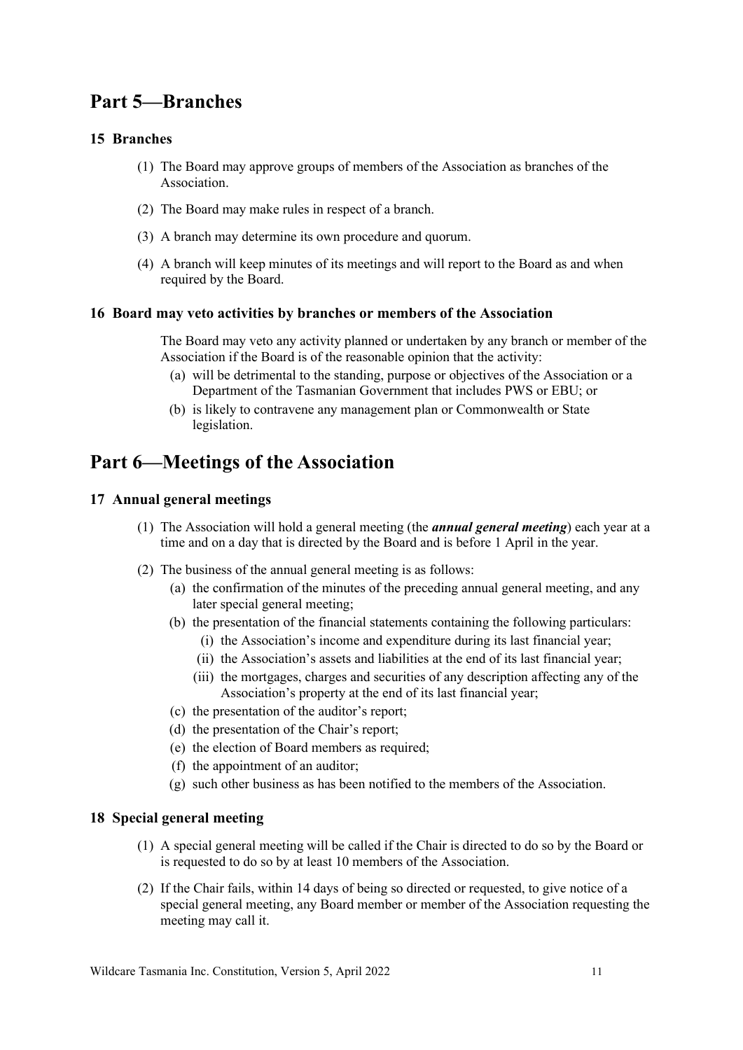# Part 5—Branches

## 15 Branches

(1) The Board may approve groups of members of the Association as branches of the Association.

(2) The Board may make rules in respect of a branch.

(3) A branch may determine its own procedure and quorum.

(4) A branch will keep minutes of its meetings and will report to the Board as and when required by the Board.

## 16 Board may veto activities by branches or members of the Association

The Board may veto any activity planned or undertaken by any branch or member of the Association if the Board is of the reasonable opinion that the activity:

(a) will be detrimental to the standing, purpose or objectives of the Association or a Department of the Tasmanian Government that includes PWS or EBU; or

(b) is likely to contravene any management plan or Commonwealth or State legislation.

# Part 6—Meetings of the Association

## 17 Annual general meetings

(1) The Association will hold a general meeting (the ***annual general meeting***) each year at a time and on a day that is directed by the Board and is before 1 April in the year.

(2) The business of the annual general meeting is as follows:

(a) the confirmation of the minutes of the preceding annual general meeting, and any later special general meeting;

(b) the presentation of the financial statements containing the following particulars:

(i) the Association's income and expenditure during its last financial year;

(ii) the Association's assets and liabilities at the end of its last financial year;

(iii) the mortgages, charges and securities of any description affecting any of the Association's property at the end of its last financial year;

(c) the presentation of the auditor's report;

(d) the presentation of the Chair's report;

(e) the election of Board members as required;

(f) the appointment of an auditor;

(g) such other business as has been notified to the members of the Association.

## 18 Special general meeting

(1) A special general meeting will be called if the Chair is directed to do so by the Board or is requested to do so by at least 10 members of the Association.

(2) If the Chair fails, within 14 days of being so directed or requested, to give notice of a special general meeting, any Board member or member of the Association requesting the meeting may call it.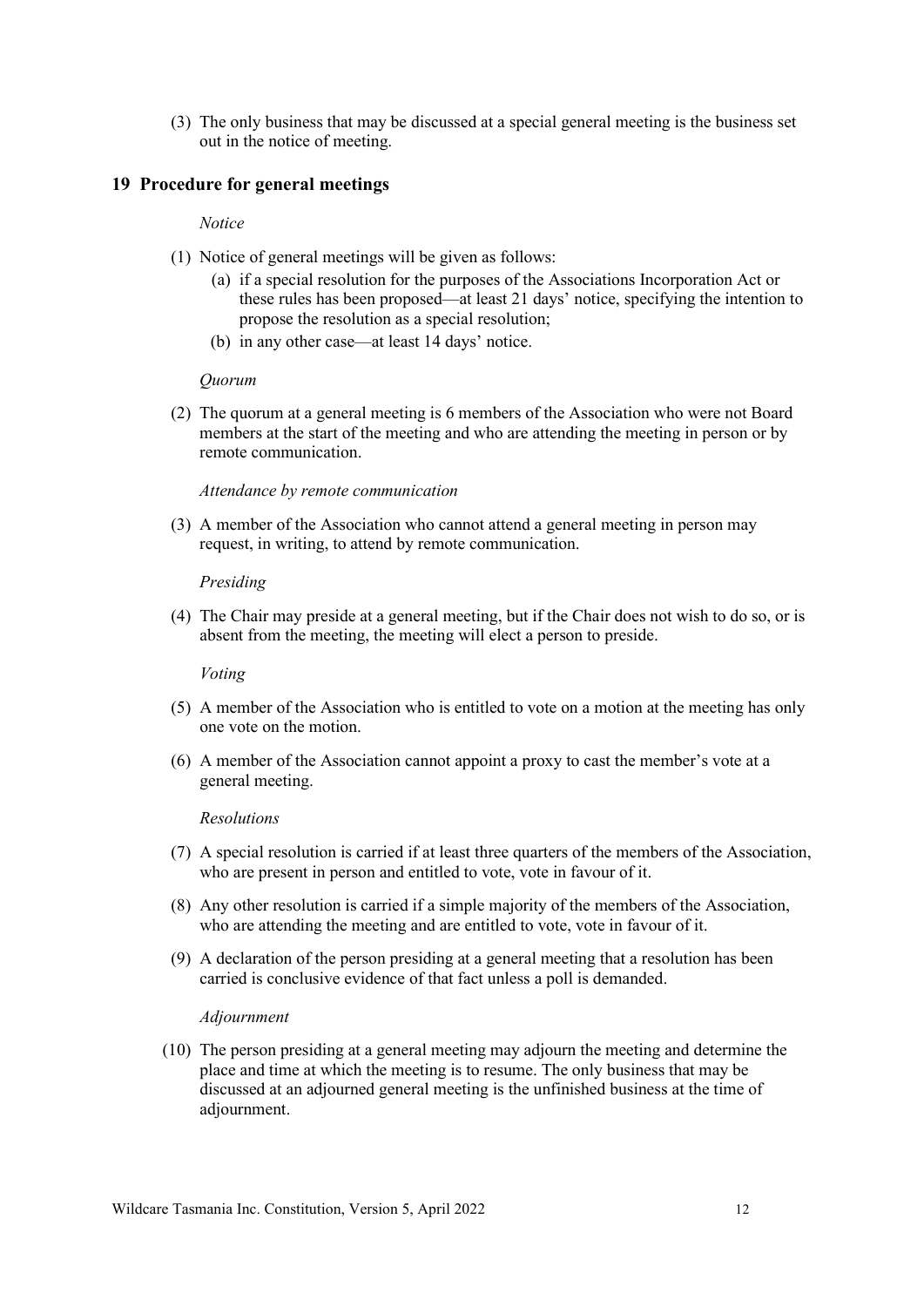(3) The only business that may be discussed at a special general meeting is the business set out in the notice of meeting.

## 19 Procedure for general meetings

*Notice*

(1) Notice of general meetings will be given as follows:

- (a) if a special resolution for the purposes of the Associations Incorporation Act or these rules has been proposed—at least 21 days' notice, specifying the intention to propose the resolution as a special resolution;
- (b) in any other case—at least 14 days' notice.

*Quorum*

(2) The quorum at a general meeting is 6 members of the Association who were not Board members at the start of the meeting and who are attending the meeting in person or by remote communication.

*Attendance by remote communication*

(3) A member of the Association who cannot attend a general meeting in person may request, in writing, to attend by remote communication.

*Presiding*

(4) The Chair may preside at a general meeting, but if the Chair does not wish to do so, or is absent from the meeting, the meeting will elect a person to preside.

*Voting*

(5) A member of the Association who is entitled to vote on a motion at the meeting has only one vote on the motion.

(6) A member of the Association cannot appoint a proxy to cast the member's vote at a general meeting.

*Resolutions*

(7) A special resolution is carried if at least three quarters of the members of the Association, who are present in person and entitled to vote, vote in favour of it.

(8) Any other resolution is carried if a simple majority of the members of the Association, who are attending the meeting and are entitled to vote, vote in favour of it.

(9) A declaration of the person presiding at a general meeting that a resolution has been carried is conclusive evidence of that fact unless a poll is demanded.

*Adjournment*

(10) The person presiding at a general meeting may adjourn the meeting and determine the place and time at which the meeting is to resume. The only business that may be discussed at an adjourned general meeting is the unfinished business at the time of adjournment.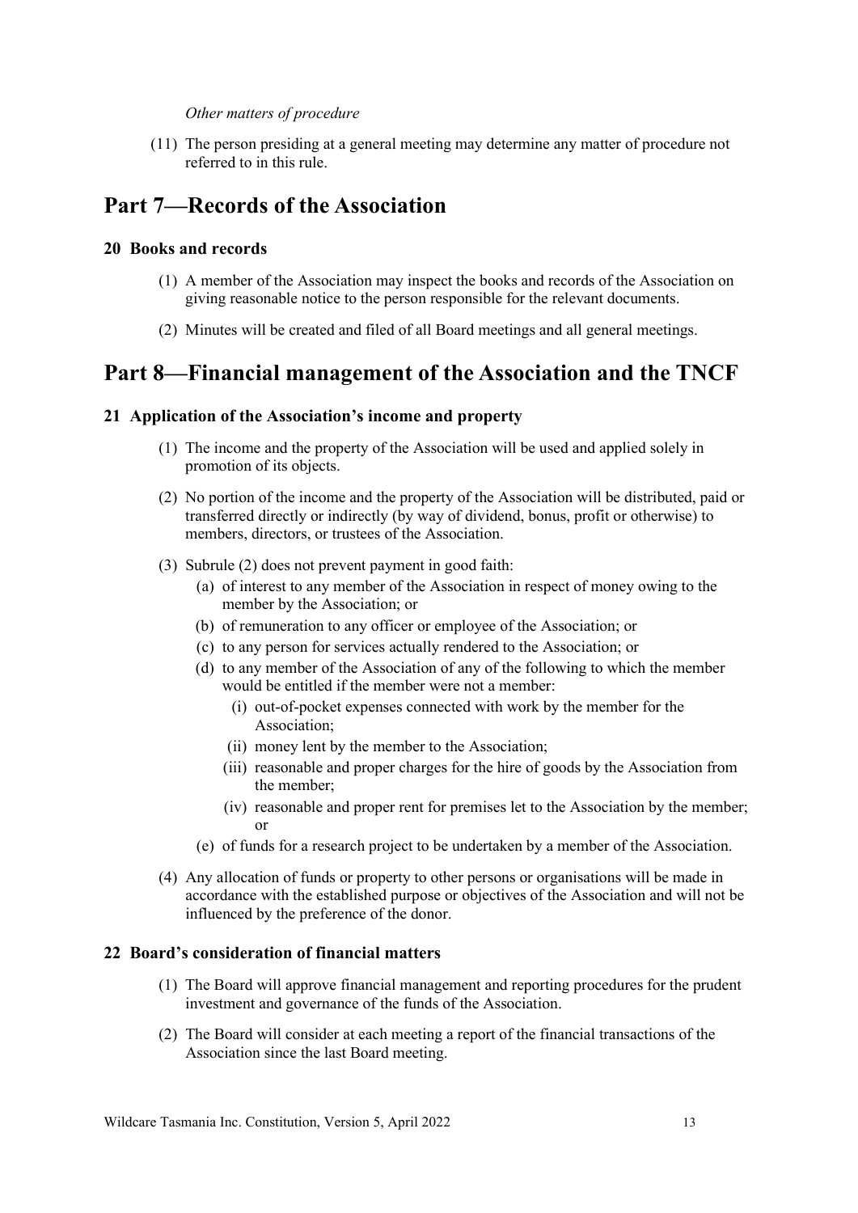*Other matters of procedure*

(11) The person presiding at a general meeting may determine any matter of procedure not referred to in this rule.

# Part 7—Records of the Association

### 20 Books and records

(1) A member of the Association may inspect the books and records of the Association on giving reasonable notice to the person responsible for the relevant documents.

(2) Minutes will be created and filed of all Board meetings and all general meetings.

# Part 8—Financial management of the Association and the TNCF

### 21 Application of the Association's income and property

(1) The income and the property of the Association will be used and applied solely in promotion of its objects.

(2) No portion of the income and the property of the Association will be distributed, paid or transferred directly or indirectly (by way of dividend, bonus, profit or otherwise) to members, directors, or trustees of the Association.

(3) Subrule (2) does not prevent payment in good faith:

- (a) of interest to any member of the Association in respect of money owing to the member by the Association; or
- (b) of remuneration to any officer or employee of the Association; or
- (c) to any person for services actually rendered to the Association; or
- (d) to any member of the Association of any of the following to which the member would be entitled if the member were not a member:
  - (i) out-of-pocket expenses connected with work by the member for the Association;
  - (ii) money lent by the member to the Association;
  - (iii) reasonable and proper charges for the hire of goods by the Association from the member;
  - (iv) reasonable and proper rent for premises let to the Association by the member; or
- (e) of funds for a research project to be undertaken by a member of the Association.

(4) Any allocation of funds or property to other persons or organisations will be made in accordance with the established purpose or objectives of the Association and will not be influenced by the preference of the donor.

### 22 Board's consideration of financial matters

(1) The Board will approve financial management and reporting procedures for the prudent investment and governance of the funds of the Association.

(2) The Board will consider at each meeting a report of the financial transactions of the Association since the last Board meeting.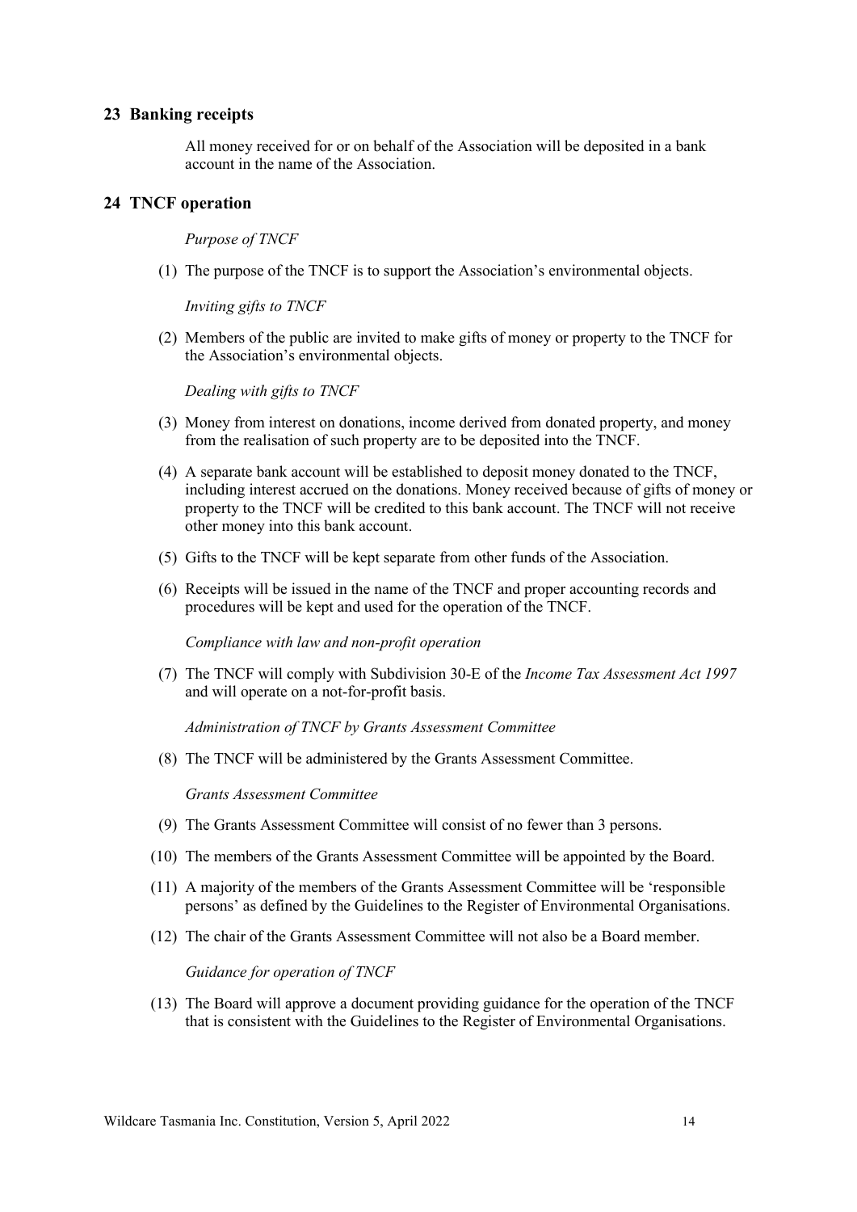## 23 Banking receipts

All money received for or on behalf of the Association will be deposited in a bank account in the name of the Association.

## 24 TNCF operation

*Purpose of TNCF*

(1) The purpose of the TNCF is to support the Association's environmental objects.

*Inviting gifts to TNCF*

(2) Members of the public are invited to make gifts of money or property to the TNCF for the Association's environmental objects.

*Dealing with gifts to TNCF*

(3) Money from interest on donations, income derived from donated property, and money from the realisation of such property are to be deposited into the TNCF.

(4) A separate bank account will be established to deposit money donated to the TNCF, including interest accrued on the donations. Money received because of gifts of money or property to the TNCF will be credited to this bank account. The TNCF will not receive other money into this bank account.

(5) Gifts to the TNCF will be kept separate from other funds of the Association.

(6) Receipts will be issued in the name of the TNCF and proper accounting records and procedures will be kept and used for the operation of the TNCF.

*Compliance with law and non-profit operation*

(7) The TNCF will comply with Subdivision 30-E of the *Income Tax Assessment Act 1997* and will operate on a not-for-profit basis.

*Administration of TNCF by Grants Assessment Committee*

(8) The TNCF will be administered by the Grants Assessment Committee.

*Grants Assessment Committee*

(9) The Grants Assessment Committee will consist of no fewer than 3 persons.

(10) The members of the Grants Assessment Committee will be appointed by the Board.

(11) A majority of the members of the Grants Assessment Committee will be 'responsible persons' as defined by the Guidelines to the Register of Environmental Organisations.

(12) The chair of the Grants Assessment Committee will not also be a Board member.

*Guidance for operation of TNCF*

(13) The Board will approve a document providing guidance for the operation of the TNCF that is consistent with the Guidelines to the Register of Environmental Organisations.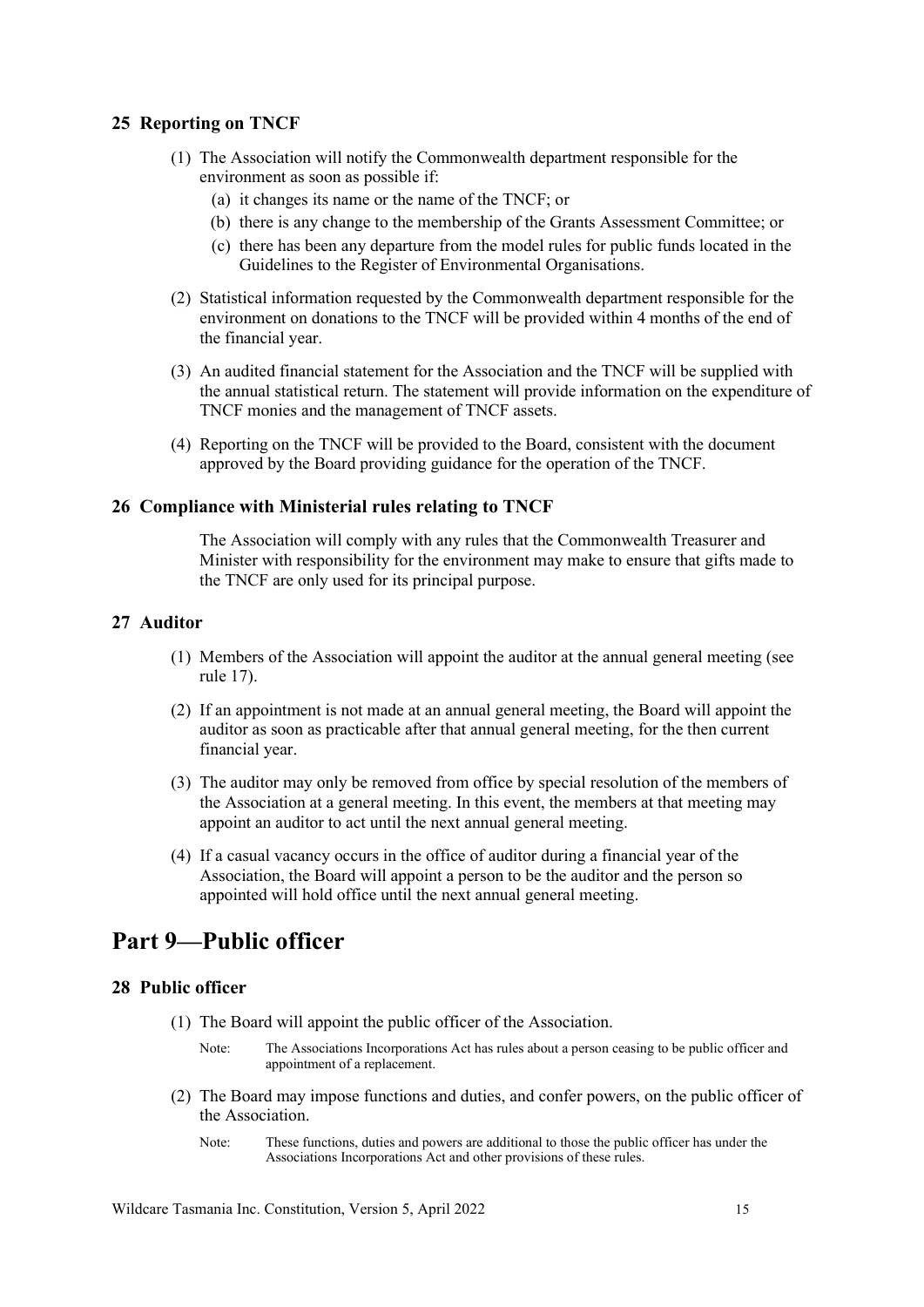### 25 Reporting on TNCF

(1) The Association will notify the Commonwealth department responsible for the environment as soon as possible if:

(a) it changes its name or the name of the TNCF; or

(b) there is any change to the membership of the Grants Assessment Committee; or

(c) there has been any departure from the model rules for public funds located in the Guidelines to the Register of Environmental Organisations.

(2) Statistical information requested by the Commonwealth department responsible for the environment on donations to the TNCF will be provided within 4 months of the end of the financial year.

(3) An audited financial statement for the Association and the TNCF will be supplied with the annual statistical return. The statement will provide information on the expenditure of TNCF monies and the management of TNCF assets.

(4) Reporting on the TNCF will be provided to the Board, consistent with the document approved by the Board providing guidance for the operation of the TNCF.

### 26 Compliance with Ministerial rules relating to TNCF

The Association will comply with any rules that the Commonwealth Treasurer and Minister with responsibility for the environment may make to ensure that gifts made to the TNCF are only used for its principal purpose.

### 27 Auditor

(1) Members of the Association will appoint the auditor at the annual general meeting (see rule 17).

(2) If an appointment is not made at an annual general meeting, the Board will appoint the auditor as soon as practicable after that annual general meeting, for the then current financial year.

(3) The auditor may only be removed from office by special resolution of the members of the Association at a general meeting. In this event, the members at that meeting may appoint an auditor to act until the next annual general meeting.

(4) If a casual vacancy occurs in the office of auditor during a financial year of the Association, the Board will appoint a person to be the auditor and the person so appointed will hold office until the next annual general meeting.

## Part 9—Public officer

### 28 Public officer

(1) The Board will appoint the public officer of the Association.

Note: The Associations Incorporations Act has rules about a person ceasing to be public officer and appointment of a replacement.

(2) The Board may impose functions and duties, and confer powers, on the public officer of the Association.

Note: These functions, duties and powers are additional to those the public officer has under the Associations Incorporations Act and other provisions of these rules.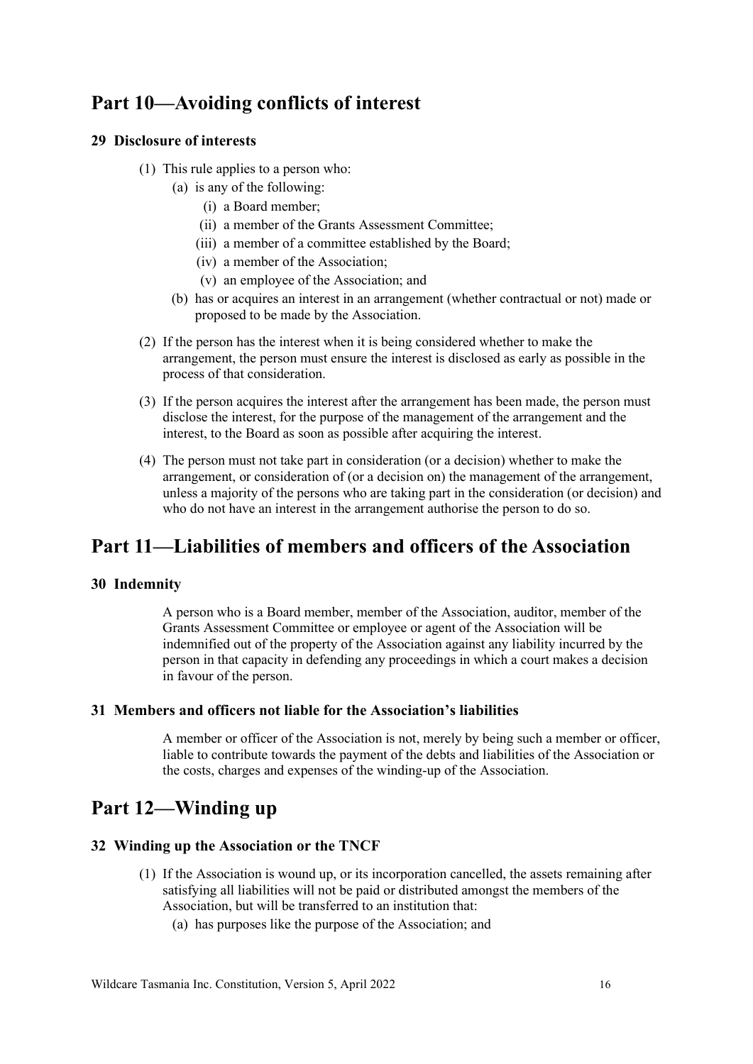# Part 10—Avoiding conflicts of interest

### 29 Disclosure of interests

(1) This rule applies to a person who:

  (a) is any of the following:

    (i) a Board member;

    (ii) a member of the Grants Assessment Committee;

    (iii) a member of a committee established by the Board;

    (iv) a member of the Association;

    (v) an employee of the Association; and

  (b) has or acquires an interest in an arrangement (whether contractual or not) made or proposed to be made by the Association.

(2) If the person has the interest when it is being considered whether to make the arrangement, the person must ensure the interest is disclosed as early as possible in the process of that consideration.

(3) If the person acquires the interest after the arrangement has been made, the person must disclose the interest, for the purpose of the management of the arrangement and the interest, to the Board as soon as possible after acquiring the interest.

(4) The person must not take part in consideration (or a decision) whether to make the arrangement, or consideration of (or a decision on) the management of the arrangement, unless a majority of the persons who are taking part in the consideration (or decision) and who do not have an interest in the arrangement authorise the person to do so.

# Part 11—Liabilities of members and officers of the Association

### 30 Indemnity

A person who is a Board member, member of the Association, auditor, member of the Grants Assessment Committee or employee or agent of the Association will be indemnified out of the property of the Association against any liability incurred by the person in that capacity in defending any proceedings in which a court makes a decision in favour of the person.

### 31 Members and officers not liable for the Association's liabilities

A member or officer of the Association is not, merely by being such a member or officer, liable to contribute towards the payment of the debts and liabilities of the Association or the costs, charges and expenses of the winding-up of the Association.

# Part 12—Winding up

### 32 Winding up the Association or the TNCF

(1) If the Association is wound up, or its incorporation cancelled, the assets remaining after satisfying all liabilities will not be paid or distributed amongst the members of the Association, but will be transferred to an institution that:

  (a) has purposes like the purpose of the Association; and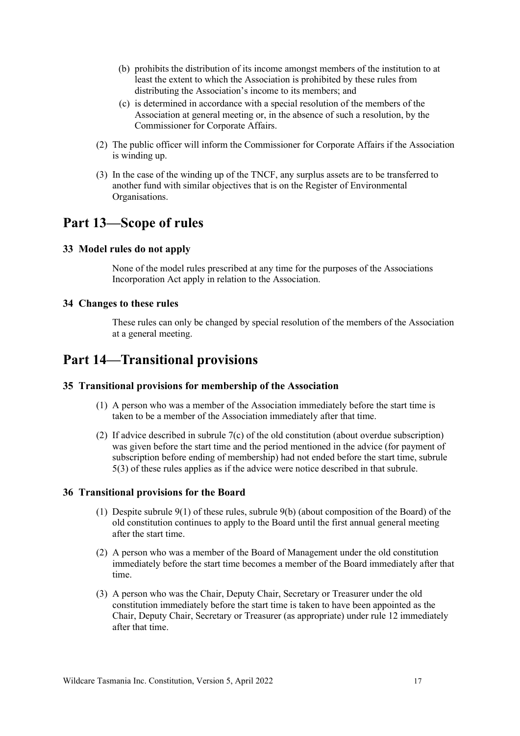(b) prohibits the distribution of its income amongst members of the institution to at least the extent to which the Association is prohibited by these rules from distributing the Association's income to its members; and

(c) is determined in accordance with a special resolution of the members of the Association at general meeting or, in the absence of such a resolution, by the Commissioner for Corporate Affairs.

(2) The public officer will inform the Commissioner for Corporate Affairs if the Association is winding up.

(3) In the case of the winding up of the TNCF, any surplus assets are to be transferred to another fund with similar objectives that is on the Register of Environmental Organisations.

# Part 13—Scope of rules

### 33 Model rules do not apply

None of the model rules prescribed at any time for the purposes of the Associations Incorporation Act apply in relation to the Association.

### 34 Changes to these rules

These rules can only be changed by special resolution of the members of the Association at a general meeting.

# Part 14—Transitional provisions

### 35 Transitional provisions for membership of the Association

(1) A person who was a member of the Association immediately before the start time is taken to be a member of the Association immediately after that time.

(2) If advice described in subrule 7(c) of the old constitution (about overdue subscription) was given before the start time and the period mentioned in the advice (for payment of subscription before ending of membership) had not ended before the start time, subrule 5(3) of these rules applies as if the advice were notice described in that subrule.

### 36 Transitional provisions for the Board

(1) Despite subrule 9(1) of these rules, subrule 9(b) (about composition of the Board) of the old constitution continues to apply to the Board until the first annual general meeting after the start time.

(2) A person who was a member of the Board of Management under the old constitution immediately before the start time becomes a member of the Board immediately after that time.

(3) A person who was the Chair, Deputy Chair, Secretary or Treasurer under the old constitution immediately before the start time is taken to have been appointed as the Chair, Deputy Chair, Secretary or Treasurer (as appropriate) under rule 12 immediately after that time.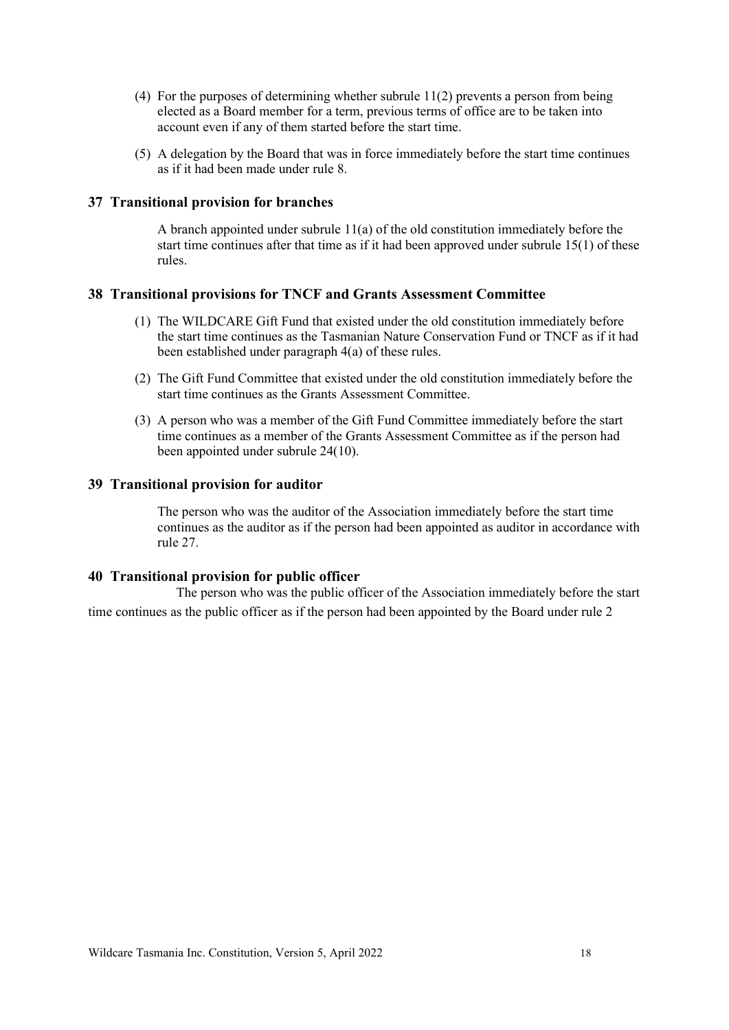(4) For the purposes of determining whether subrule 11(2) prevents a person from being elected as a Board member for a term, previous terms of office are to be taken into account even if any of them started before the start time.

(5) A delegation by the Board that was in force immediately before the start time continues as if it had been made under rule 8.

## 37 Transitional provision for branches

A branch appointed under subrule 11(a) of the old constitution immediately before the start time continues after that time as if it had been approved under subrule 15(1) of these rules.

## 38 Transitional provisions for TNCF and Grants Assessment Committee

(1) The WILDCARE Gift Fund that existed under the old constitution immediately before the start time continues as the Tasmanian Nature Conservation Fund or TNCF as if it had been established under paragraph 4(a) of these rules.

(2) The Gift Fund Committee that existed under the old constitution immediately before the start time continues as the Grants Assessment Committee.

(3) A person who was a member of the Gift Fund Committee immediately before the start time continues as a member of the Grants Assessment Committee as if the person had been appointed under subrule 24(10).

## 39 Transitional provision for auditor

The person who was the auditor of the Association immediately before the start time continues as the auditor as if the person had been appointed as auditor in accordance with rule 27.

## 40 Transitional provision for public officer

The person who was the public officer of the Association immediately before the start time continues as the public officer as if the person had been appointed by the Board under rule 2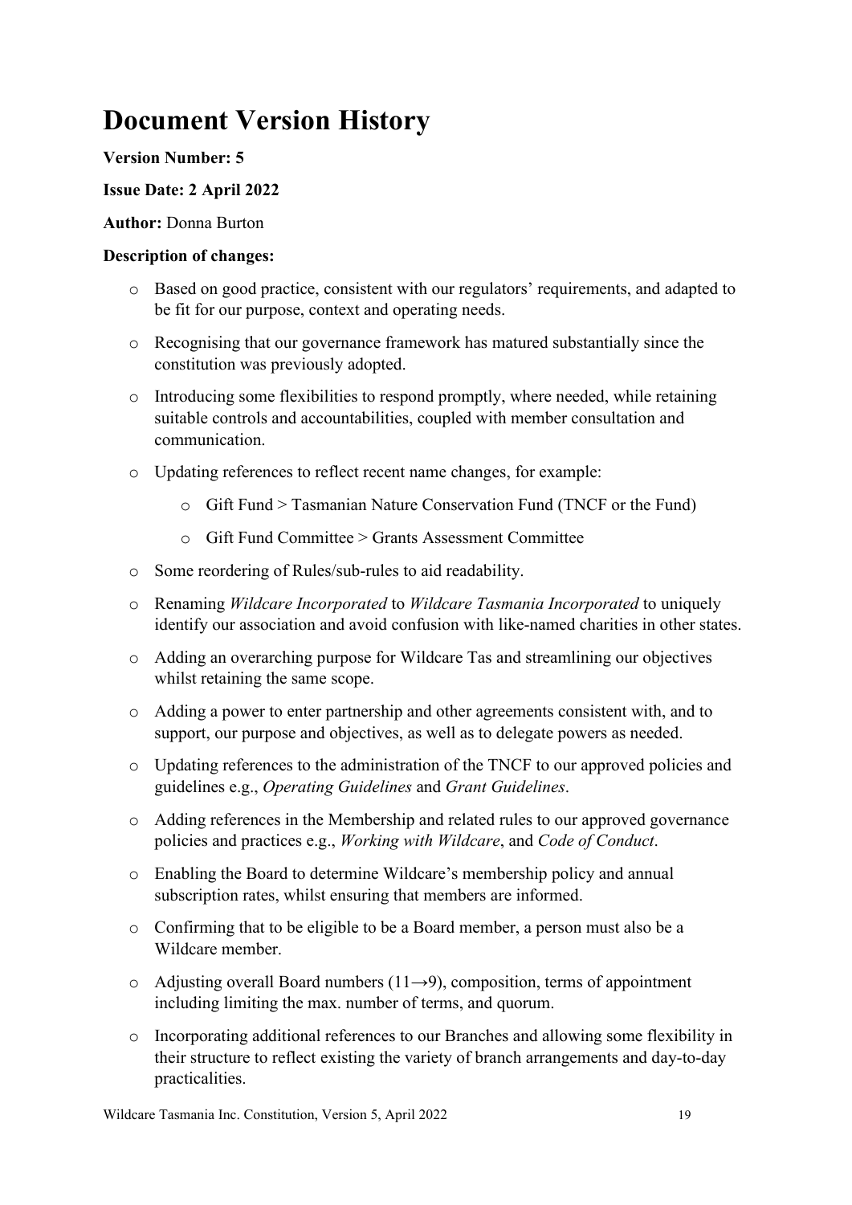# Document Version History

**Version Number: 5**

**Issue Date: 2 April 2022**

**Author:** Donna Burton

**Description of changes:**

- Based on good practice, consistent with our regulators' requirements, and adapted to be fit for our purpose, context and operating needs.
- Recognising that our governance framework has matured substantially since the constitution was previously adopted.
- Introducing some flexibilities to respond promptly, where needed, while retaining suitable controls and accountabilities, coupled with member consultation and communication.
- Updating references to reflect recent name changes, for example:
  - Gift Fund > Tasmanian Nature Conservation Fund (TNCF or the Fund)
  - Gift Fund Committee > Grants Assessment Committee
- Some reordering of Rules/sub-rules to aid readability.
- Renaming *Wildcare Incorporated* to *Wildcare Tasmania Incorporated* to uniquely identify our association and avoid confusion with like-named charities in other states.
- Adding an overarching purpose for Wildcare Tas and streamlining our objectives whilst retaining the same scope.
- Adding a power to enter partnership and other agreements consistent with, and to support, our purpose and objectives, as well as to delegate powers as needed.
- Updating references to the administration of the TNCF to our approved policies and guidelines e.g., *Operating Guidelines* and *Grant Guidelines*.
- Adding references in the Membership and related rules to our approved governance policies and practices e.g., *Working with Wildcare*, and *Code of Conduct*.
- Enabling the Board to determine Wildcare's membership policy and annual subscription rates, whilst ensuring that members are informed.
- Confirming that to be eligible to be a Board member, a person must also be a Wildcare member.
- Adjusting overall Board numbers (11→9), composition, terms of appointment including limiting the max. number of terms, and quorum.
- Incorporating additional references to our Branches and allowing some flexibility in their structure to reflect existing the variety of branch arrangements and day-to-day practicalities.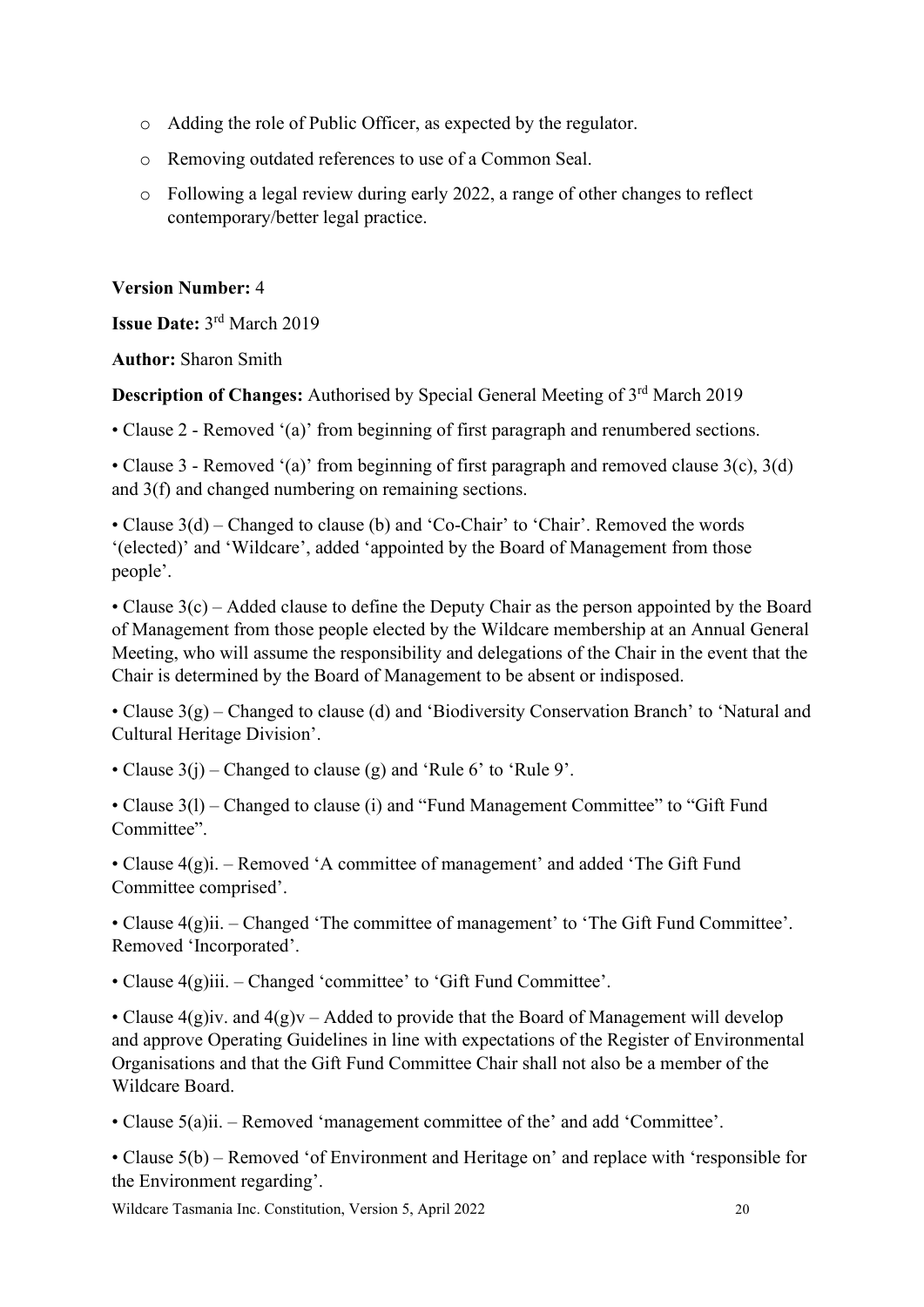- Adding the role of Public Officer, as expected by the regulator.
- Removing outdated references to use of a Common Seal.
- Following a legal review during early 2022, a range of other changes to reflect contemporary/better legal practice.

**Version Number:** 4

**Issue Date:** 3rd March 2019

**Author:** Sharon Smith

**Description of Changes:** Authorised by Special General Meeting of 3rd March 2019

• Clause 2 - Removed '(a)' from beginning of first paragraph and renumbered sections.

• Clause 3 - Removed '(a)' from beginning of first paragraph and removed clause 3(c), 3(d) and 3(f) and changed numbering on remaining sections.

• Clause 3(d) – Changed to clause (b) and 'Co-Chair' to 'Chair'. Removed the words '(elected)' and 'Wildcare', added 'appointed by the Board of Management from those people'.

• Clause 3(c) – Added clause to define the Deputy Chair as the person appointed by the Board of Management from those people elected by the Wildcare membership at an Annual General Meeting, who will assume the responsibility and delegations of the Chair in the event that the Chair is determined by the Board of Management to be absent or indisposed.

• Clause 3(g) – Changed to clause (d) and 'Biodiversity Conservation Branch' to 'Natural and Cultural Heritage Division'.

• Clause 3(j) – Changed to clause (g) and 'Rule 6' to 'Rule 9'.

• Clause 3(l) – Changed to clause (i) and "Fund Management Committee" to "Gift Fund Committee".

• Clause 4(g)i. – Removed 'A committee of management' and added 'The Gift Fund Committee comprised'.

• Clause 4(g)ii. – Changed 'The committee of management' to 'The Gift Fund Committee'. Removed 'Incorporated'.

• Clause 4(g)iii. – Changed 'committee' to 'Gift Fund Committee'.

• Clause 4(g)iv. and 4(g)v – Added to provide that the Board of Management will develop and approve Operating Guidelines in line with expectations of the Register of Environmental Organisations and that the Gift Fund Committee Chair shall not also be a member of the Wildcare Board.

• Clause 5(a)ii. – Removed 'management committee of the' and add 'Committee'.

• Clause 5(b) – Removed 'of Environment and Heritage on' and replace with 'responsible for the Environment regarding'.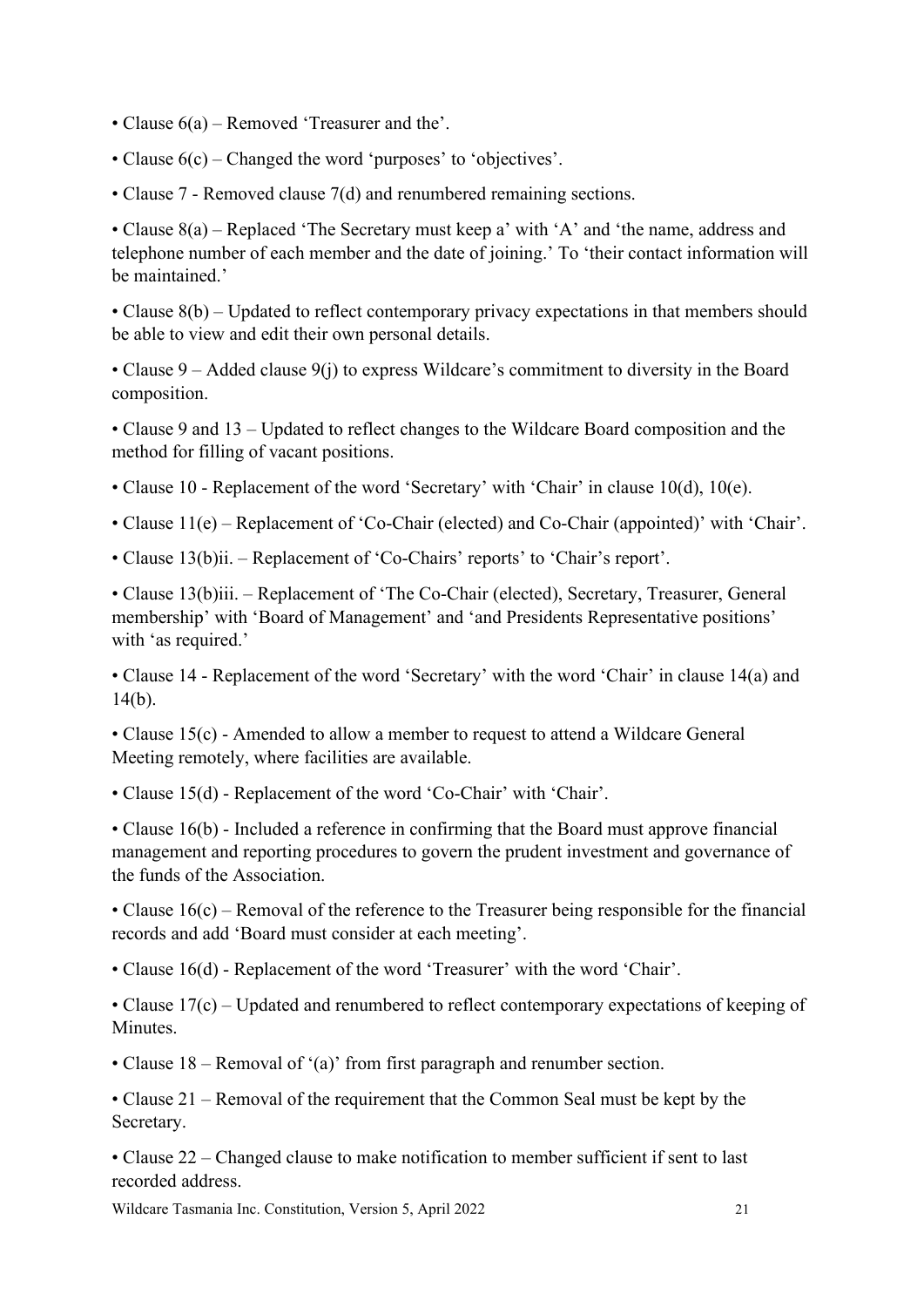- Clause 6(a) – Removed 'Treasurer and the'.
- Clause 6(c) – Changed the word 'purposes' to 'objectives'.
- Clause 7 - Removed clause 7(d) and renumbered remaining sections.
- Clause 8(a) – Replaced 'The Secretary must keep a' with 'A' and 'the name, address and telephone number of each member and the date of joining.' To 'their contact information will be maintained.'
- Clause 8(b) – Updated to reflect contemporary privacy expectations in that members should be able to view and edit their own personal details.
- Clause 9 – Added clause 9(j) to express Wildcare's commitment to diversity in the Board composition.
- Clause 9 and 13 – Updated to reflect changes to the Wildcare Board composition and the method for filling of vacant positions.
- Clause 10 - Replacement of the word 'Secretary' with 'Chair' in clause 10(d), 10(e).
- Clause 11(e) – Replacement of 'Co-Chair (elected) and Co-Chair (appointed)' with 'Chair'.
- Clause 13(b)ii. – Replacement of 'Co-Chairs' reports' to 'Chair's report'.
- Clause 13(b)iii. – Replacement of 'The Co-Chair (elected), Secretary, Treasurer, General membership' with 'Board of Management' and 'and Presidents Representative positions' with 'as required.'
- Clause 14 - Replacement of the word 'Secretary' with the word 'Chair' in clause 14(a) and 14(b).
- Clause 15(c) - Amended to allow a member to request to attend a Wildcare General Meeting remotely, where facilities are available.
- Clause 15(d) - Replacement of the word 'Co-Chair' with 'Chair'.
- Clause 16(b) - Included a reference in confirming that the Board must approve financial management and reporting procedures to govern the prudent investment and governance of the funds of the Association.
- Clause 16(c) – Removal of the reference to the Treasurer being responsible for the financial records and add 'Board must consider at each meeting'.
- Clause 16(d) - Replacement of the word 'Treasurer' with the word 'Chair'.
- Clause 17(c) – Updated and renumbered to reflect contemporary expectations of keeping of Minutes.
- Clause 18 – Removal of '(a)' from first paragraph and renumber section.
- Clause 21 – Removal of the requirement that the Common Seal must be kept by the Secretary.
- Clause 22 – Changed clause to make notification to member sufficient if sent to last recorded address.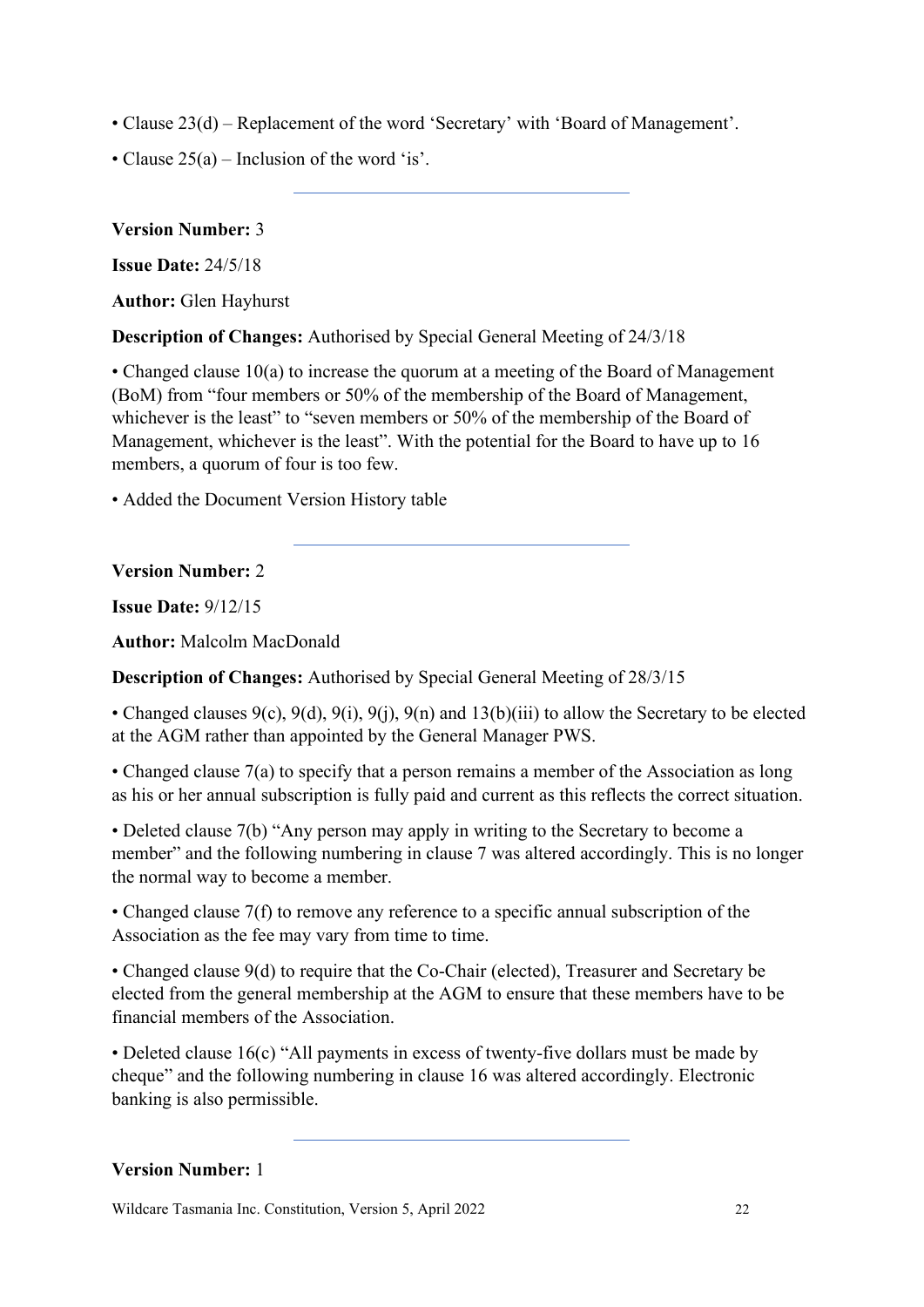• Clause 23(d) – Replacement of the word 'Secretary' with 'Board of Management'.

• Clause 25(a) – Inclusion of the word 'is'.

---

**Version Number:** 3

**Issue Date:** 24/5/18

**Author:** Glen Hayhurst

**Description of Changes:** Authorised by Special General Meeting of 24/3/18

• Changed clause 10(a) to increase the quorum at a meeting of the Board of Management (BoM) from "four members or 50% of the membership of the Board of Management, whichever is the least" to "seven members or 50% of the membership of the Board of Management, whichever is the least". With the potential for the Board to have up to 16 members, a quorum of four is too few.

• Added the Document Version History table

---

**Version Number:** 2

**Issue Date:** 9/12/15

**Author:** Malcolm MacDonald

**Description of Changes:** Authorised by Special General Meeting of 28/3/15

• Changed clauses 9(c), 9(d), 9(i), 9(j), 9(n) and 13(b)(iii) to allow the Secretary to be elected at the AGM rather than appointed by the General Manager PWS.

• Changed clause 7(a) to specify that a person remains a member of the Association as long as his or her annual subscription is fully paid and current as this reflects the correct situation.

• Deleted clause 7(b) "Any person may apply in writing to the Secretary to become a member" and the following numbering in clause 7 was altered accordingly. This is no longer the normal way to become a member.

• Changed clause 7(f) to remove any reference to a specific annual subscription of the Association as the fee may vary from time to time.

• Changed clause 9(d) to require that the Co-Chair (elected), Treasurer and Secretary be elected from the general membership at the AGM to ensure that these members have to be financial members of the Association.

• Deleted clause 16(c) "All payments in excess of twenty-five dollars must be made by cheque" and the following numbering in clause 16 was altered accordingly. Electronic banking is also permissible.

---

**Version Number:** 1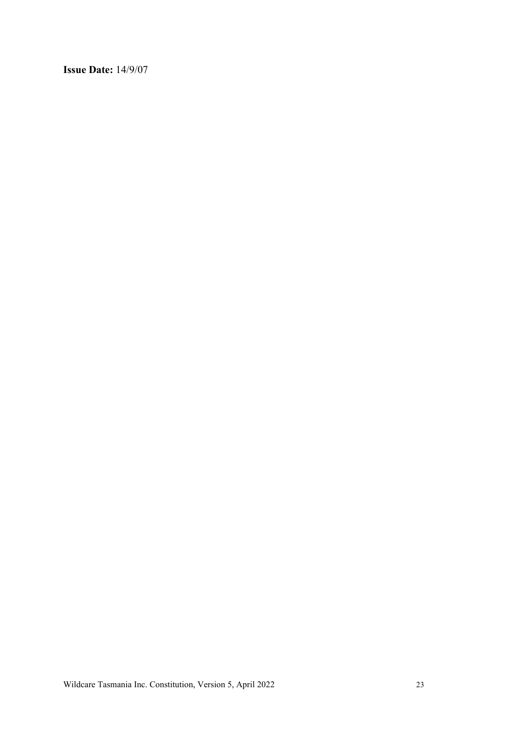**Issue Date:** 14/9/07